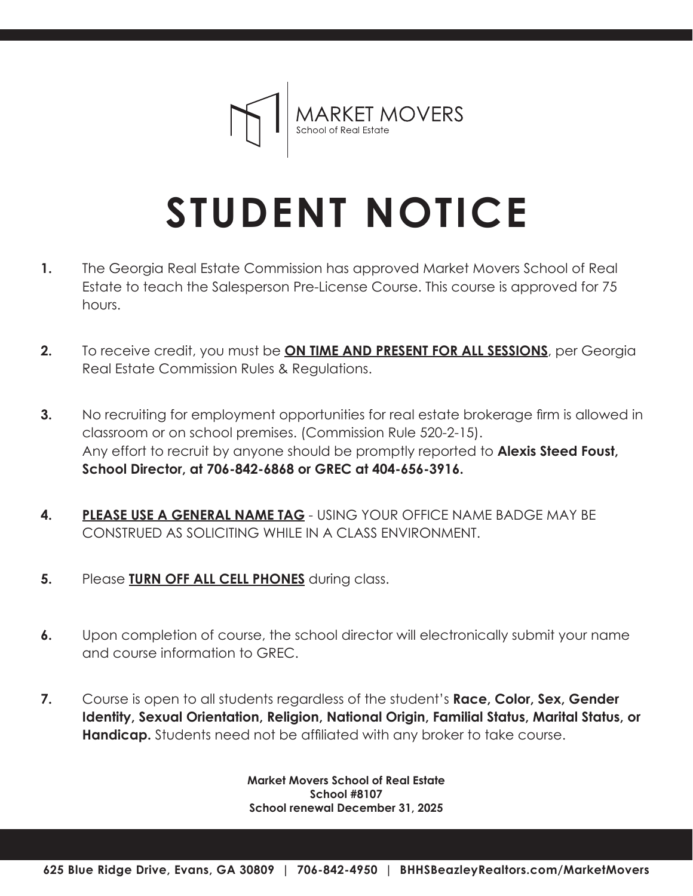MARKET MOVERS
School of Real Estate

# STUDENT NOTICE

1. The Georgia Real Estate Commission has approved Market Movers School of Real Estate to teach the Salesperson Pre-License Course. This course is approved for 75 hours.

2. To receive credit, you must be **ON TIME AND PRESENT FOR ALL SESSIONS**, per Georgia Real Estate Commission Rules & Regulations.

3. No recruiting for employment opportunities for real estate brokerage firm is allowed in classroom or on school premises. (Commission Rule 520-2-15).
   Any effort to recruit by anyone should be promptly reported to **Alexis Steed Foust, School Director, at 706-842-6868 or GREC at 404-656-3916.**

4. **PLEASE USE A GENERAL NAME TAG** - USING YOUR OFFICE NAME BADGE MAY BE CONSTRUED AS SOLICITING WHILE IN A CLASS ENVIRONMENT.

5. Please **TURN OFF ALL CELL PHONES** during class.

6. Upon completion of course, the school director will electronically submit your name and course information to GREC.

7. Course is open to all students regardless of the student's **Race, Color, Sex, Gender Identity, Sexual Orientation, Religion, National Origin, Familial Status, Marital Status, or Handicap.** Students need not be affiliated with any broker to take course.

**Market Movers School of Real Estate**
**School #8107**
**School renewal December 31, 2025**

**625 Blue Ridge Drive, Evans, GA 30809 | 706-842-4950 | BHHSBeazleyRealtors.com/MarketMovers**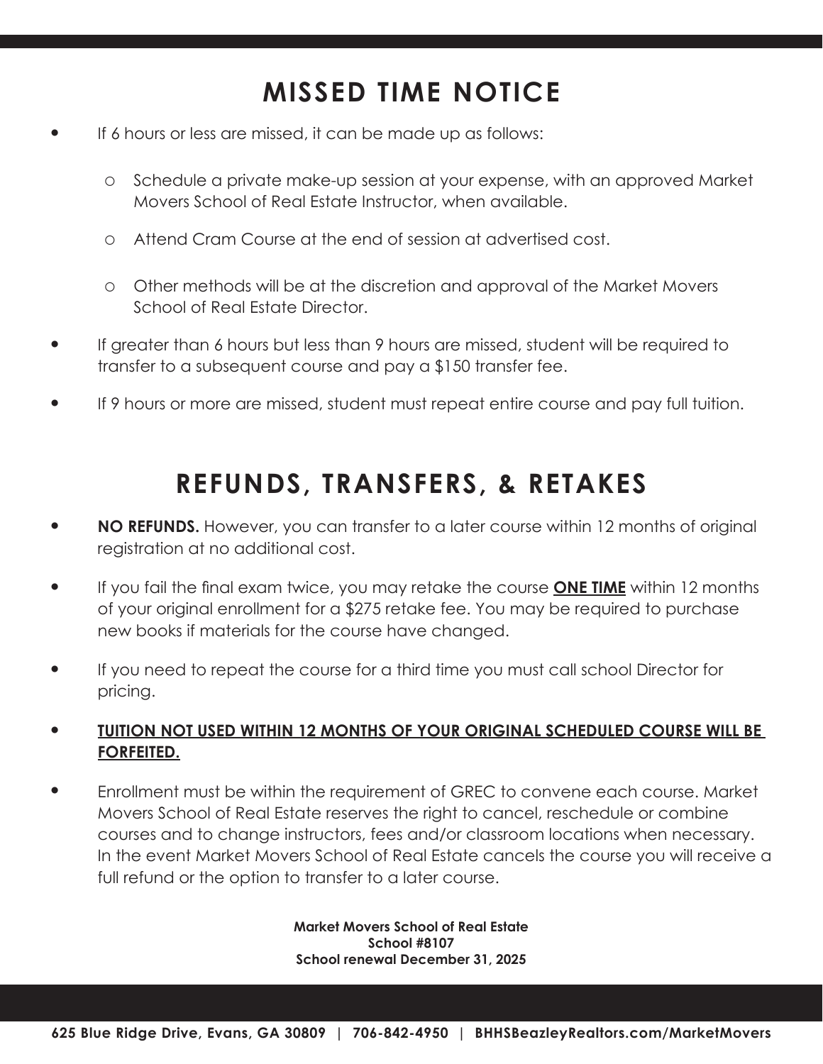# MISSED TIME NOTICE

- If 6 hours or less are missed, it can be made up as follows:
  - Schedule a private make-up session at your expense, with an approved Market Movers School of Real Estate Instructor, when available.
  - Attend Cram Course at the end of session at advertised cost.
  - Other methods will be at the discretion and approval of the Market Movers School of Real Estate Director.
- If greater than 6 hours but less than 9 hours are missed, student will be required to transfer to a subsequent course and pay a $150 transfer fee.
- If 9 hours or more are missed, student must repeat entire course and pay full tuition.

# REFUNDS, TRANSFERS, & RETAKES

- **NO REFUNDS.** However, you can transfer to a later course within 12 months of original registration at no additional cost.
- If you fail the final exam twice, you may retake the course **ONE TIME** within 12 months of your original enrollment for a $275 retake fee. You may be required to purchase new books if materials for the course have changed.
- If you need to repeat the course for a third time you must call school Director for pricing.
- **TUITION NOT USED WITHIN 12 MONTHS OF YOUR ORIGINAL SCHEDULED COURSE WILL BE FORFEITED.**
- Enrollment must be within the requirement of GREC to convene each course. Market Movers School of Real Estate reserves the right to cancel, reschedule or combine courses and to change instructors, fees and/or classroom locations when necessary. In the event Market Movers School of Real Estate cancels the course you will receive a full refund or the option to transfer to a later course.

**Market Movers School of Real Estate**
**School #8107**
**School renewal December 31, 2025**

**625 Blue Ridge Drive, Evans, GA 30809 | 706-842-4950 | BHHSBeazleyRealtors.com/MarketMovers**